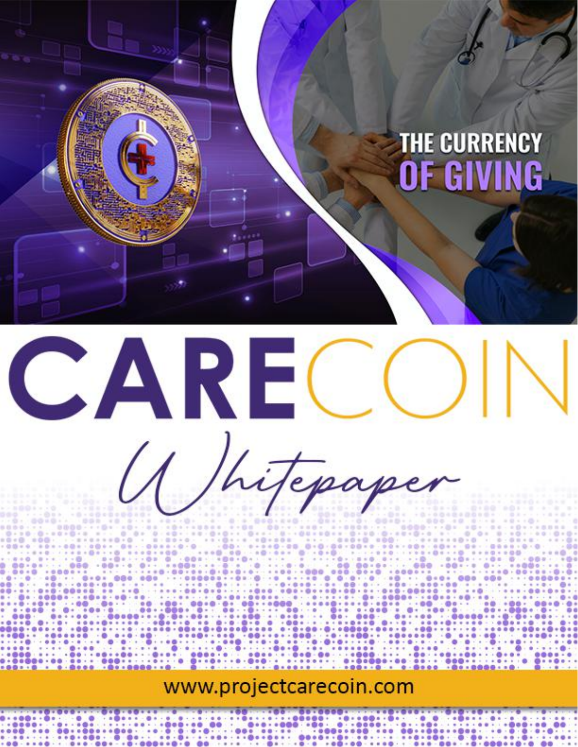THE CURRENCY OF GIVING

# CARECOIN

## Whitepaper

www.projectcarecoin.com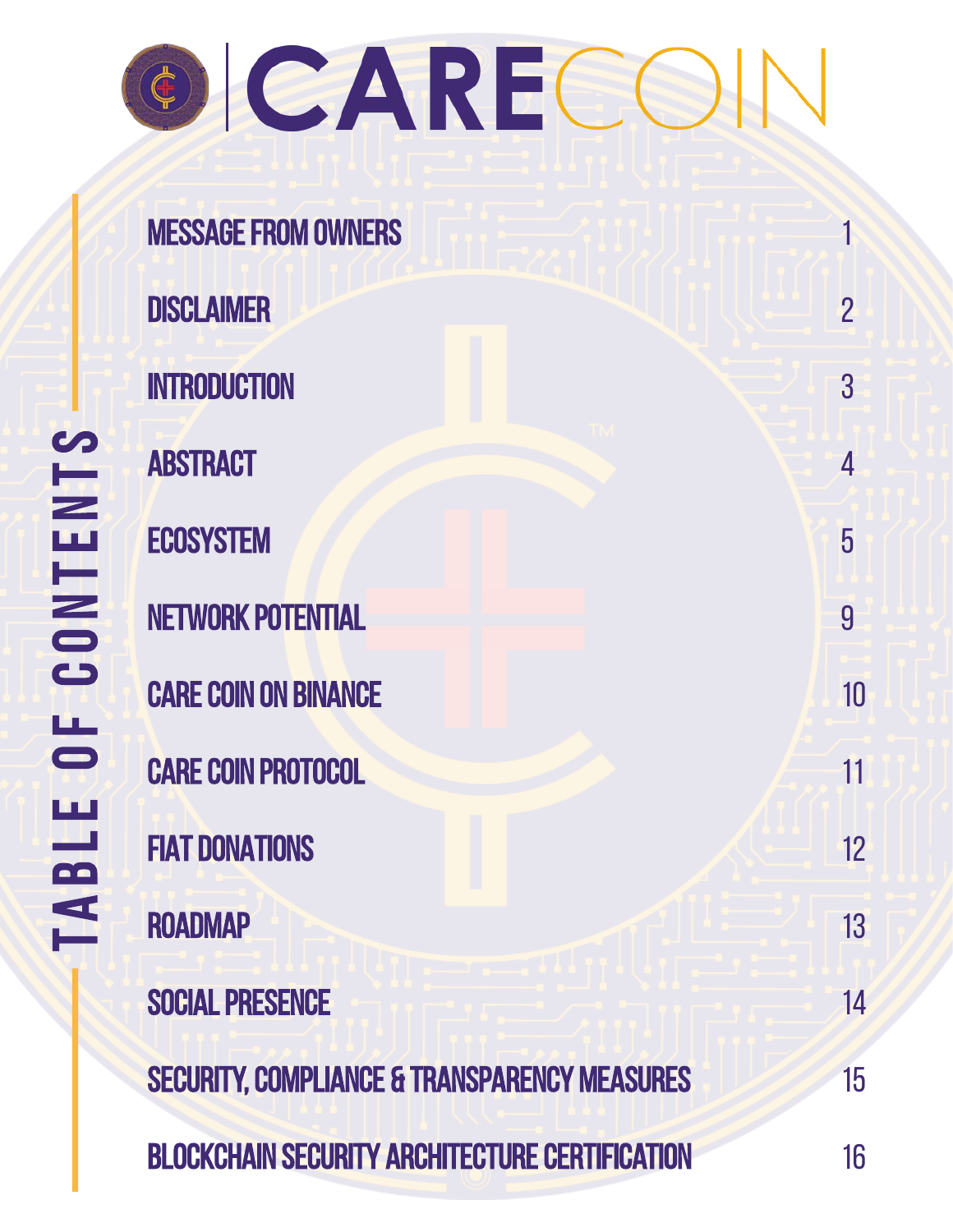# CARECOIN

## TABLE OF CONTENTS

| | |
|---|---|
| MESSAGE FROM OWNERS | 1 |
| DISCLAIMER | 2 |
| INTRODUCTION | 3 |
| ABSTRACT | 4 |
| ECOSYSTEM | 5 |
| NETWORK POTENTIAL | 9 |
| CARE COIN ON BINANCE | 10 |
| CARE COIN PROTOCOL | 11 |
| FIAT DONATIONS | 12 |
| ROADMAP | 13 |
| SOCIAL PRESENCE | 14 |
| SECURITY, COMPLIANCE & TRANSPARENCY MEASURES | 15 |
| BLOCKCHAIN SECURITY ARCHITECTURE CERTIFICATION | 16 |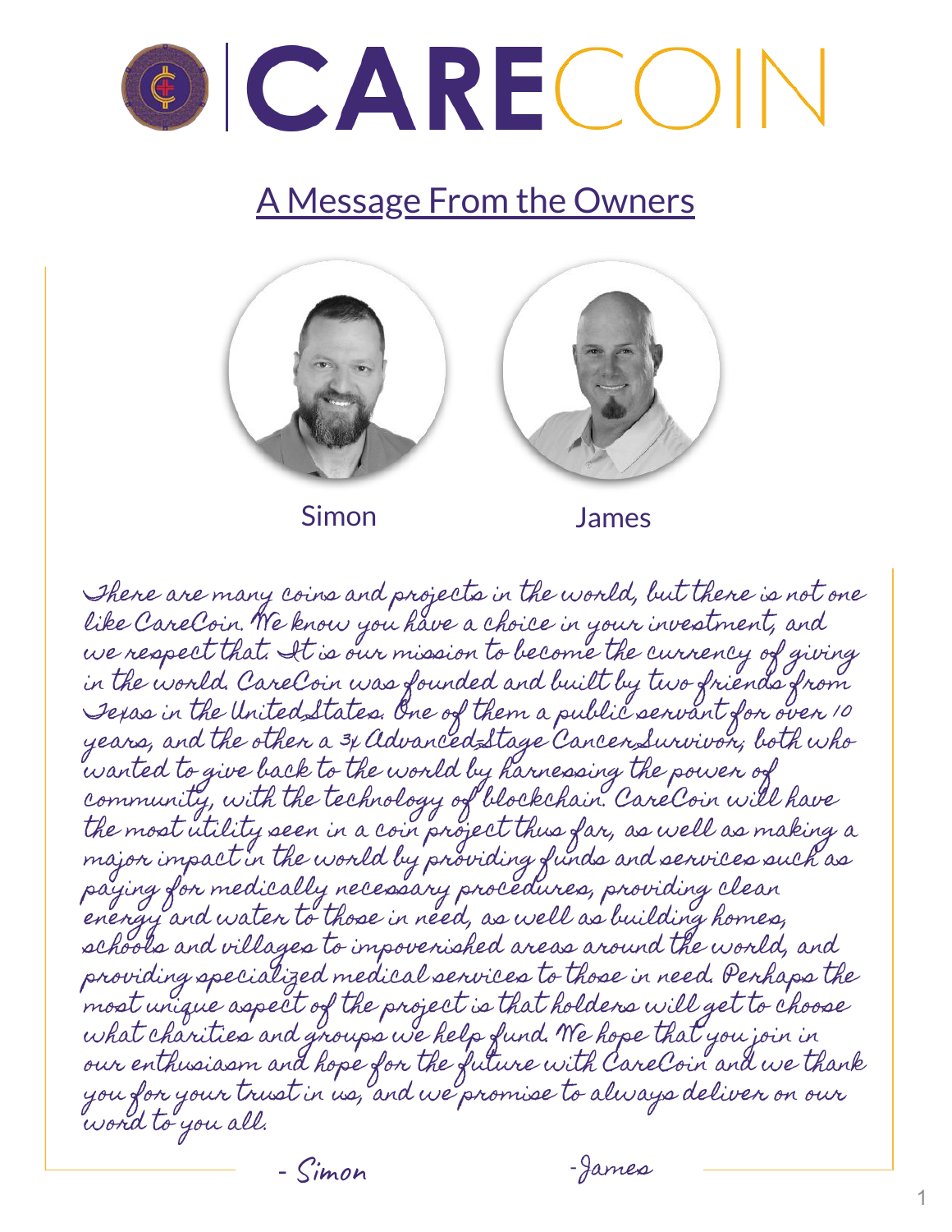# CARECOIN

## A Message From the Owners

Simon James

There are many coins and projects in the world, but there is not one like CareCoin. We know you have a choice in your investment, and we respect that. It is our mission to become the currency of giving in the world. CareCoin was founded and built by two friends from Texas in the United States. One of them a public servant for over 10 years, and the other a 3x Advanced Stage Cancer Survivor, both who wanted to give back to the world by harnessing the power of community, with the technology of blockchain. CareCoin will have the most utility seen in a coin project thus far, as well as making a major impact in the world by providing funds and services such as paying for medically necessary procedures, providing clean energy and water to those in need, as well as building homes, schools and villages to impoverished areas around the world, and providing specialized medical services to those in need. Perhaps the most unique aspect of the project is that holders will get to choose what charities and groups we help fund. We hope that you join in our enthusiasm and hope for the future with CareCoin and we thank you for your trust in us, and we promise to always deliver on our word to you all.

\- Simon -James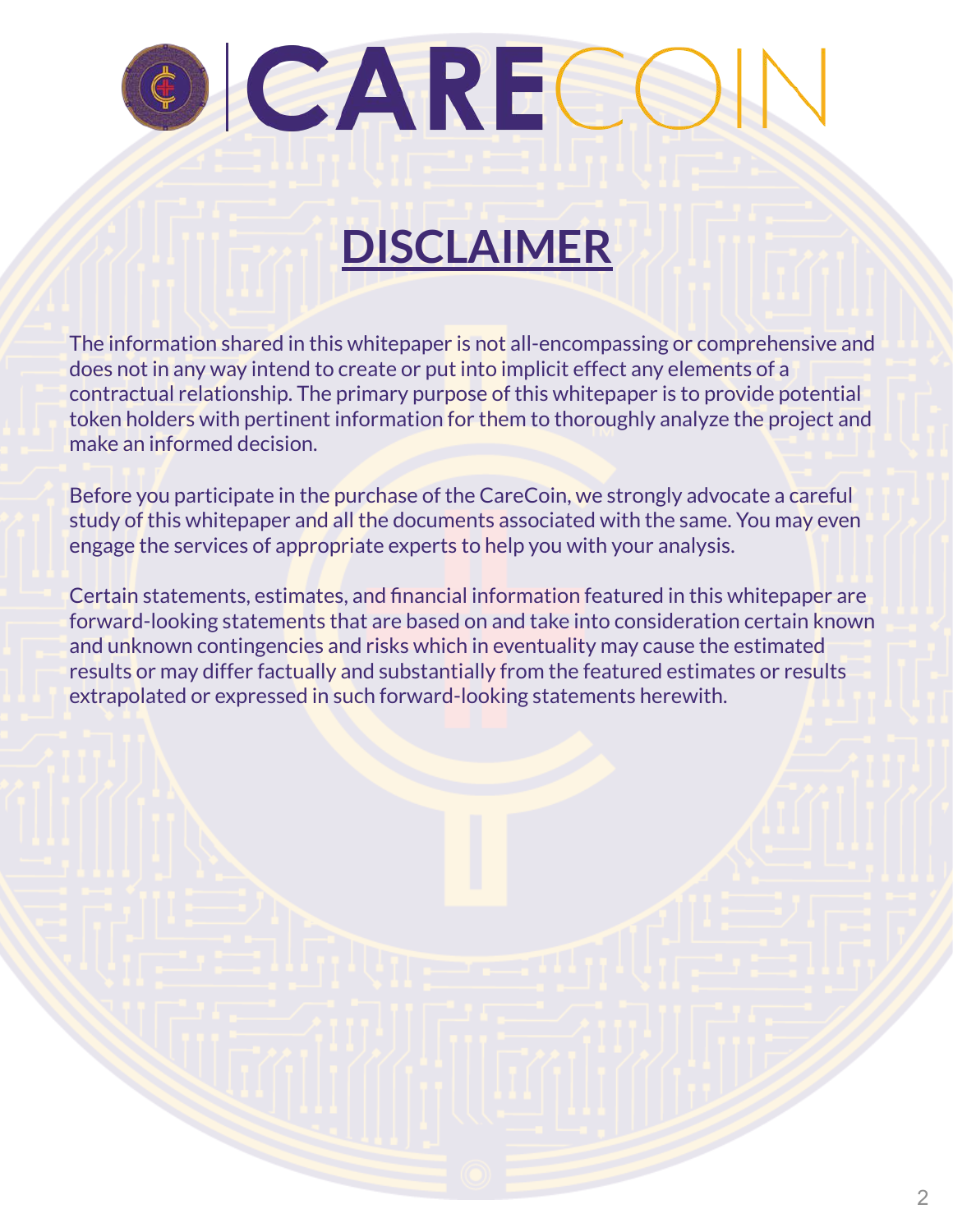# DISCLAIMER

The information shared in this whitepaper is not all-encompassing or comprehensive and does not in any way intend to create or put into implicit effect any elements of a contractual relationship. The primary purpose of this whitepaper is to provide potential token holders with pertinent information for them to thoroughly analyze the project and make an informed decision.

Before you participate in the purchase of the CareCoin, we strongly advocate a careful study of this whitepaper and all the documents associated with the same. You may even engage the services of appropriate experts to help you with your analysis.

Certain statements, estimates, and financial information featured in this whitepaper are forward-looking statements that are based on and take into consideration certain known and unknown contingencies and risks which in eventuality may cause the estimated results or may differ factually and substantially from the featured estimates or results extrapolated or expressed in such forward-looking statements herewith.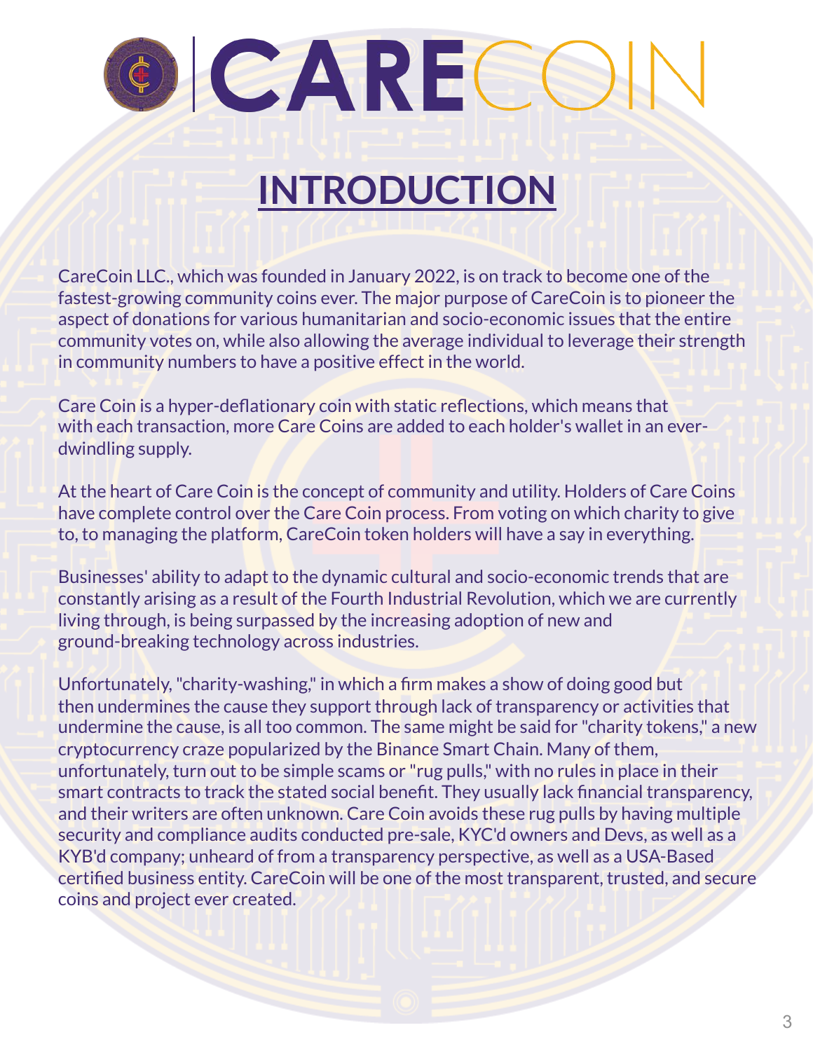# INTRODUCTION

CareCoin LLC., which was founded in January 2022, is on track to become one of the fastest-growing community coins ever. The major purpose of CareCoin is to pioneer the aspect of donations for various humanitarian and socio-economic issues that the entire community votes on, while also allowing the average individual to leverage their strength in community numbers to have a positive effect in the world.

Care Coin is a hyper-deflationary coin with static reflections, which means that with each transaction, more Care Coins are added to each holder's wallet in an ever-dwindling supply.

At the heart of Care Coin is the concept of community and utility. Holders of Care Coins have complete control over the Care Coin process. From voting on which charity to give to, to managing the platform, CareCoin token holders will have a say in everything.

Businesses' ability to adapt to the dynamic cultural and socio-economic trends that are constantly arising as a result of the Fourth Industrial Revolution, which we are currently living through, is being surpassed by the increasing adoption of new and ground-breaking technology across industries.

Unfortunately, "charity-washing," in which a firm makes a show of doing good but then undermines the cause they support through lack of transparency or activities that undermine the cause, is all too common. The same might be said for "charity tokens," a new cryptocurrency craze popularized by the Binance Smart Chain. Many of them, unfortunately, turn out to be simple scams or "rug pulls," with no rules in place in their smart contracts to track the stated social benefit. They usually lack financial transparency, and their writers are often unknown. Care Coin avoids these rug pulls by having multiple security and compliance audits conducted pre-sale, KYC'd owners and Devs, as well as a KYB'd company; unheard of from a transparency perspective, as well as a USA-Based certified business entity. CareCoin will be one of the most transparent, trusted, and secure coins and project ever created.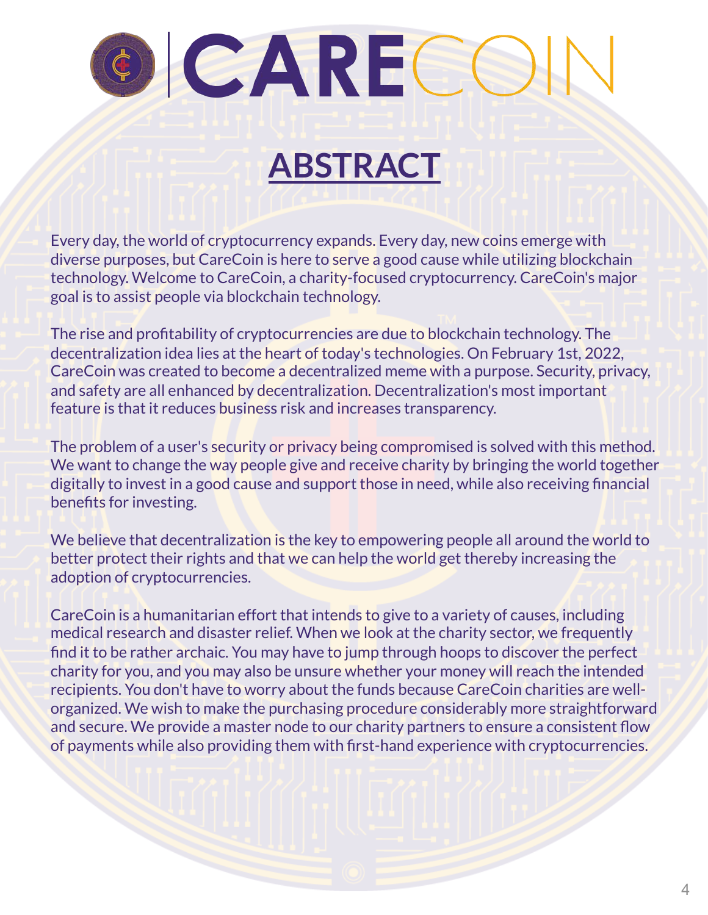# CARECOIN

## ABSTRACT

Every day, the world of cryptocurrency expands. Every day, new coins emerge with diverse purposes, but CareCoin is here to serve a good cause while utilizing blockchain technology. Welcome to CareCoin, a charity-focused cryptocurrency. CareCoin's major goal is to assist people via blockchain technology.

The rise and profitability of cryptocurrencies are due to blockchain technology. The decentralization idea lies at the heart of today's technologies. On February 1st, 2022, CareCoin was created to become a decentralized meme with a purpose. Security, privacy, and safety are all enhanced by decentralization. Decentralization's most important feature is that it reduces business risk and increases transparency.

The problem of a user's security or privacy being compromised is solved with this method. We want to change the way people give and receive charity by bringing the world together digitally to invest in a good cause and support those in need, while also receiving financial benefits for investing.

We believe that decentralization is the key to empowering people all around the world to better protect their rights and that we can help the world get thereby increasing the adoption of cryptocurrencies.

CareCoin is a humanitarian effort that intends to give to a variety of causes, including medical research and disaster relief. When we look at the charity sector, we frequently find it to be rather archaic. You may have to jump through hoops to discover the perfect charity for you, and you may also be unsure whether your money will reach the intended recipients. You don't have to worry about the funds because CareCoin charities are well-organized. We wish to make the purchasing procedure considerably more straightforward and secure. We provide a master node to our charity partners to ensure a consistent flow of payments while also providing them with first-hand experience with cryptocurrencies.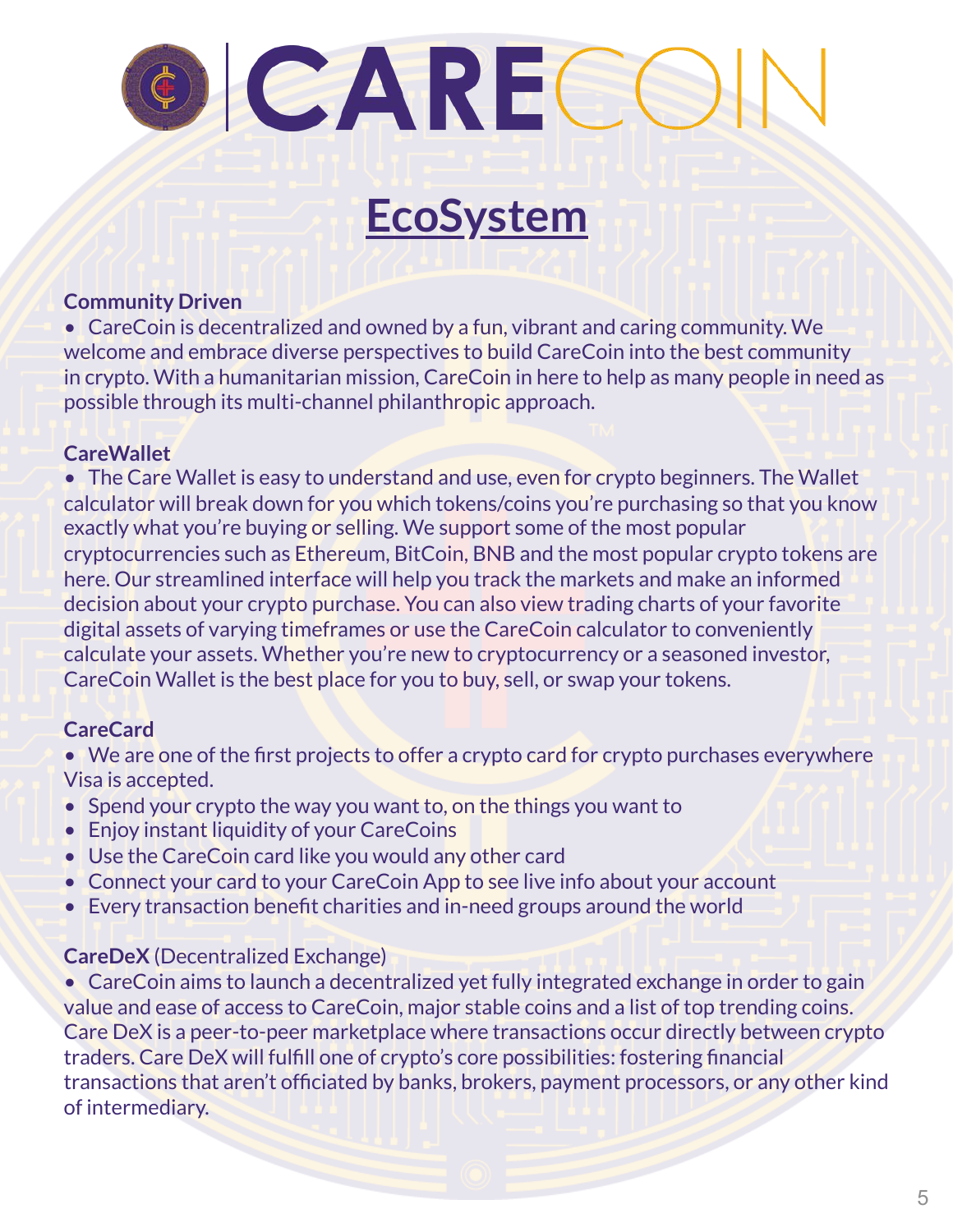# CARECOIN

## EcoSystem

**Community Driven**

- CareCoin is decentralized and owned by a fun, vibrant and caring community. We welcome and embrace diverse perspectives to build CareCoin into the best community in crypto. With a humanitarian mission, CareCoin in here to help as many people in need as possible through its multi-channel philanthropic approach.

**CareWallet**

- The Care Wallet is easy to understand and use, even for crypto beginners. The Wallet calculator will break down for you which tokens/coins you're purchasing so that you know exactly what you're buying or selling. We support some of the most popular cryptocurrencies such as Ethereum, BitCoin, BNB and the most popular crypto tokens are here. Our streamlined interface will help you track the markets and make an informed decision about your crypto purchase. You can also view trading charts of your favorite digital assets of varying timeframes or use the CareCoin calculator to conveniently calculate your assets. Whether you're new to cryptocurrency or a seasoned investor, CareCoin Wallet is the best place for you to buy, sell, or swap your tokens.

**CareCard**

- We are one of the first projects to offer a crypto card for crypto purchases everywhere Visa is accepted.
- Spend your crypto the way you want to, on the things you want to
- Enjoy instant liquidity of your CareCoins
- Use the CareCoin card like you would any other card
- Connect your card to your CareCoin App to see live info about your account
- Every transaction benefit charities and in-need groups around the world

**CareDeX** (Decentralized Exchange)

- CareCoin aims to launch a decentralized yet fully integrated exchange in order to gain value and ease of access to CareCoin, major stable coins and a list of top trending coins. Care DeX is a peer-to-peer marketplace where transactions occur directly between crypto traders. Care DeX will fulfill one of crypto's core possibilities: fostering financial transactions that aren't officiated by banks, brokers, payment processors, or any other kind of intermediary.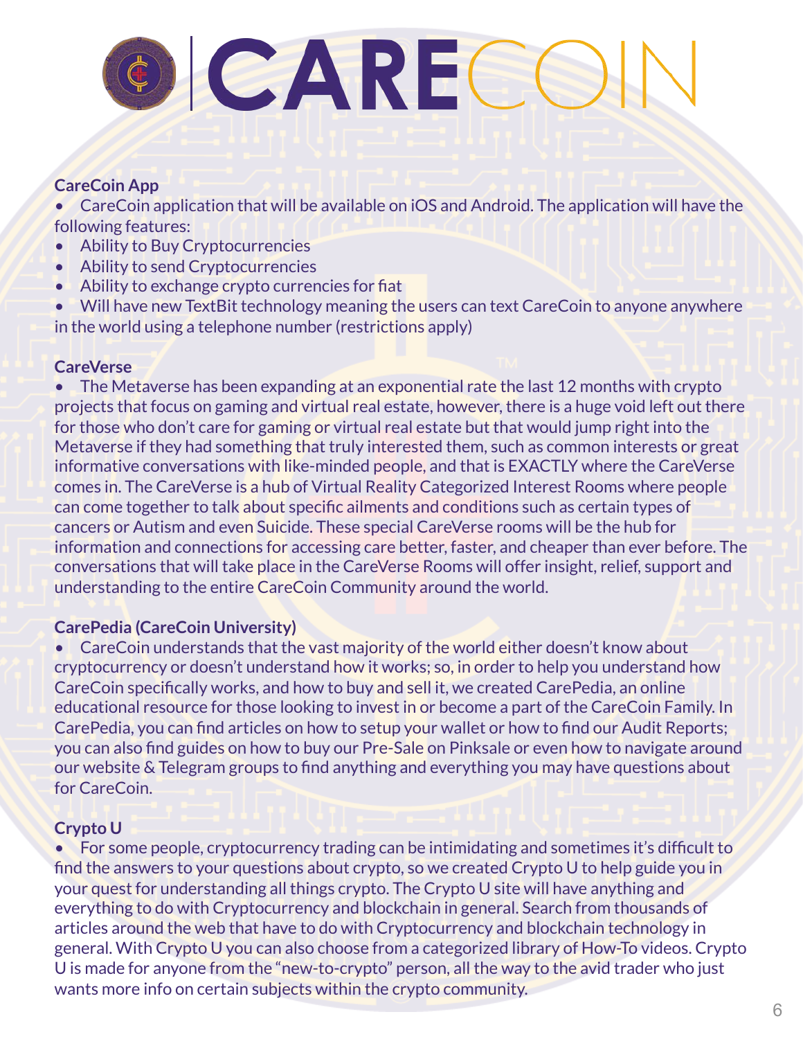**CareCoin App**

- CareCoin application that will be available on iOS and Android. The application will have the following features:
- Ability to Buy Cryptocurrencies
- Ability to send Cryptocurrencies
- Ability to exchange crypto currencies for fiat
- Will have new TextBit technology meaning the users can text CareCoin to anyone anywhere in the world using a telephone number (restrictions apply)

**CareVerse**

- The Metaverse has been expanding at an exponential rate the last 12 months with crypto projects that focus on gaming and virtual real estate, however, there is a huge void left out there for those who don't care for gaming or virtual real estate but that would jump right into the Metaverse if they had something that truly interested them, such as common interests or great informative conversations with like-minded people, and that is EXACTLY where the CareVerse comes in. The CareVerse is a hub of Virtual Reality Categorized Interest Rooms where people can come together to talk about specific ailments and conditions such as certain types of cancers or Autism and even Suicide. These special CareVerse rooms will be the hub for information and connections for accessing care better, faster, and cheaper than ever before. The conversations that will take place in the CareVerse Rooms will offer insight, relief, support and understanding to the entire CareCoin Community around the world.

**CarePedia (CareCoin University)**

- CareCoin understands that the vast majority of the world either doesn't know about cryptocurrency or doesn't understand how it works; so, in order to help you understand how CareCoin specifically works, and how to buy and sell it, we created CarePedia, an online educational resource for those looking to invest in or become a part of the CareCoin Family. In CarePedia, you can find articles on how to setup your wallet or how to find our Audit Reports; you can also find guides on how to buy our Pre-Sale on Pinksale or even how to navigate around our website & Telegram groups to find anything and everything you may have questions about for CareCoin.

**Crypto U**

- For some people, cryptocurrency trading can be intimidating and sometimes it's difficult to find the answers to your questions about crypto, so we created Crypto U to help guide you in your quest for understanding all things crypto. The Crypto U site will have anything and everything to do with Cryptocurrency and blockchain in general. Search from thousands of articles around the web that have to do with Cryptocurrency and blockchain technology in general. With Crypto U you can also choose from a categorized library of How-To videos. Crypto U is made for anyone from the "new-to-crypto" person, all the way to the avid trader who just wants more info on certain subjects within the crypto community.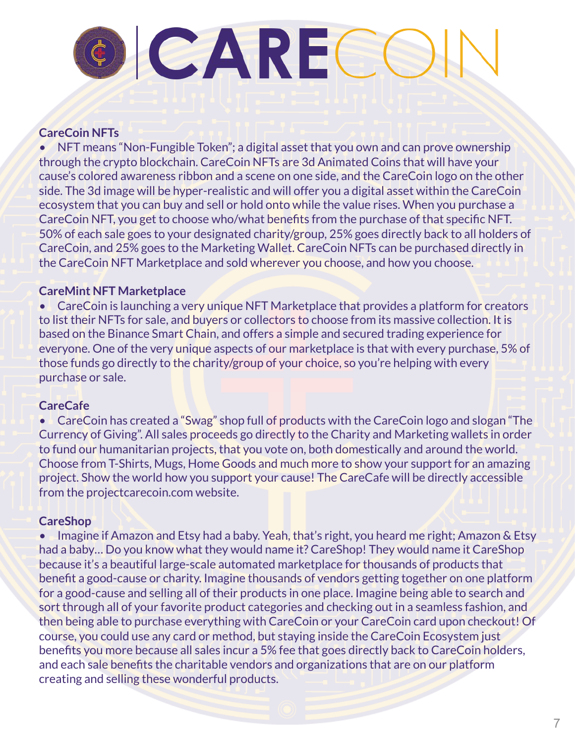**CareCoin NFTs**

- NFT means "Non-Fungible Token"; a digital asset that you own and can prove ownership through the crypto blockchain. CareCoin NFTs are 3d Animated Coins that will have your cause's colored awareness ribbon and a scene on one side, and the CareCoin logo on the other side. The 3d image will be hyper-realistic and will offer you a digital asset within the CareCoin ecosystem that you can buy and sell or hold onto while the value rises. When you purchase a CareCoin NFT, you get to choose who/what benefits from the purchase of that specific NFT. 50% of each sale goes to your designated charity/group, 25% goes directly back to all holders of CareCoin, and 25% goes to the Marketing Wallet. CareCoin NFTs can be purchased directly in the CareCoin NFT Marketplace and sold wherever you choose, and how you choose.

**CareMint NFT Marketplace**

- CareCoin is launching a very unique NFT Marketplace that provides a platform for creators to list their NFTs for sale, and buyers or collectors to choose from its massive collection. It is based on the Binance Smart Chain, and offers a simple and secured trading experience for everyone. One of the very unique aspects of our marketplace is that with every purchase, 5% of those funds go directly to the charity/group of your choice, so you're helping with every purchase or sale.

**CareCafe**

- CareCoin has created a "Swag" shop full of products with the CareCoin logo and slogan "The Currency of Giving". All sales proceeds go directly to the Charity and Marketing wallets in order to fund our humanitarian projects, that you vote on, both domestically and around the world. Choose from T-Shirts, Mugs, Home Goods and much more to show your support for an amazing project. Show the world how you support your cause! The CareCafe will be directly accessible from the projectcarecoin.com website.

**CareShop**

- Imagine if Amazon and Etsy had a baby. Yeah, that's right, you heard me right; Amazon & Etsy had a baby… Do you know what they would name it? CareShop! They would name it CareShop because it's a beautiful large-scale automated marketplace for thousands of products that benefit a good-cause or charity. Imagine thousands of vendors getting together on one platform for a good-cause and selling all of their products in one place. Imagine being able to search and sort through all of your favorite product categories and checking out in a seamless fashion, and then being able to purchase everything with CareCoin or your CareCoin card upon checkout! Of course, you could use any card or method, but staying inside the CareCoin Ecosystem just benefits you more because all sales incur a 5% fee that goes directly back to CareCoin holders, and each sale benefits the charitable vendors and organizations that are on our platform creating and selling these wonderful products.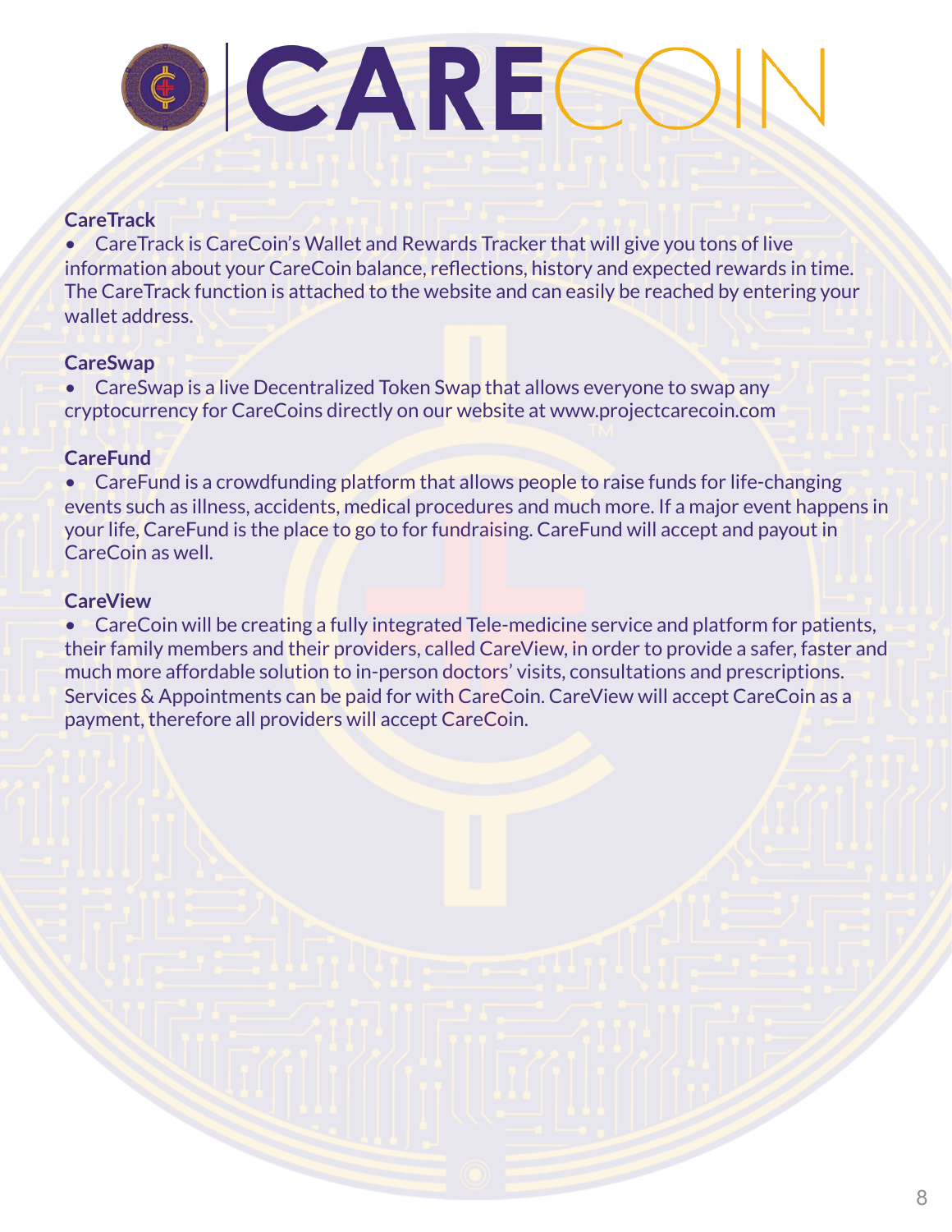**CareTrack**

- CareTrack is CareCoin's Wallet and Rewards Tracker that will give you tons of live information about your CareCoin balance, reflections, history and expected rewards in time. The CareTrack function is attached to the website and can easily be reached by entering your wallet address.

**CareSwap**

- CareSwap is a live Decentralized Token Swap that allows everyone to swap any cryptocurrency for CareCoins directly on our website at www.projectcarecoin.com

**CareFund**

- CareFund is a crowdfunding platform that allows people to raise funds for life-changing events such as illness, accidents, medical procedures and much more. If a major event happens in your life, CareFund is the place to go to for fundraising. CareFund will accept and payout in CareCoin as well.

**CareView**

- CareCoin will be creating a fully integrated Tele-medicine service and platform for patients, their family members and their providers, called CareView, in order to provide a safer, faster and much more affordable solution to in-person doctors' visits, consultations and prescriptions. Services & Appointments can be paid for with CareCoin. CareView will accept CareCoin as a payment, therefore all providers will accept CareCoin.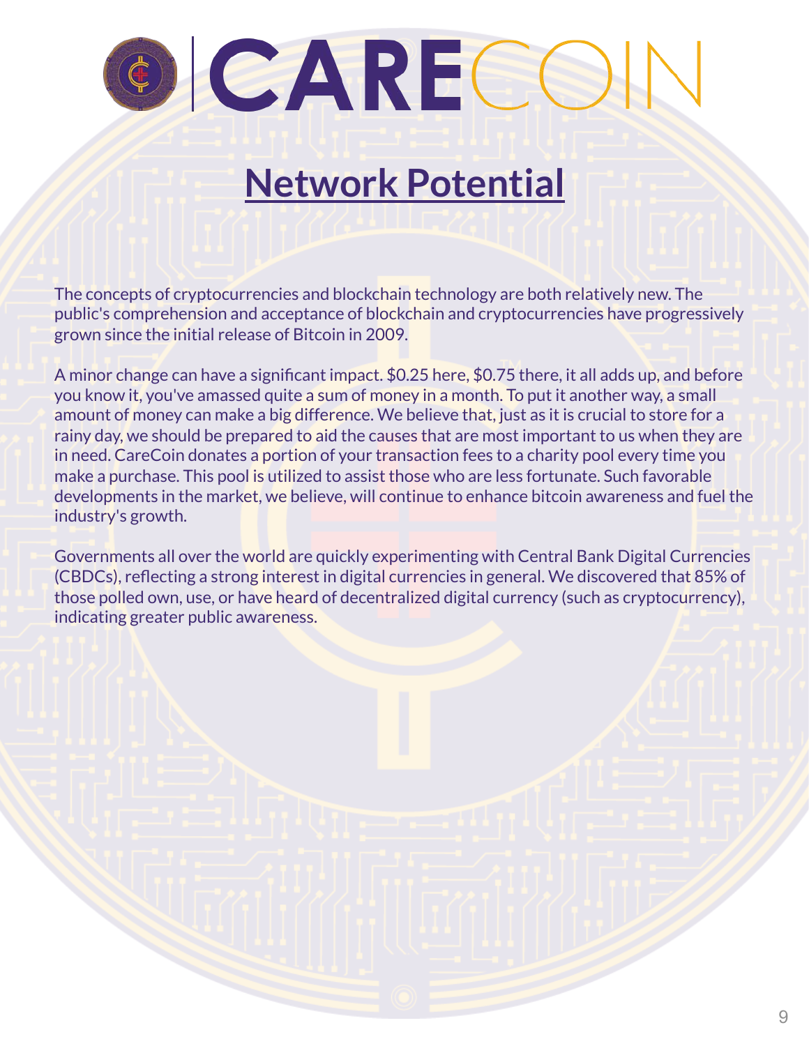# Network Potential

The concepts of cryptocurrencies and blockchain technology are both relatively new. The public's comprehension and acceptance of blockchain and cryptocurrencies have progressively grown since the initial release of Bitcoin in 2009.

A minor change can have a significant impact. $0.25 here, $0.75 there, it all adds up, and before you know it, you've amassed quite a sum of money in a month. To put it another way, a small amount of money can make a big difference. We believe that, just as it is crucial to store for a rainy day, we should be prepared to aid the causes that are most important to us when they are in need. CareCoin donates a portion of your transaction fees to a charity pool every time you make a purchase. This pool is utilized to assist those who are less fortunate. Such favorable developments in the market, we believe, will continue to enhance bitcoin awareness and fuel the industry's growth.

Governments all over the world are quickly experimenting with Central Bank Digital Currencies (CBDCs), reflecting a strong interest in digital currencies in general. We discovered that 85% of those polled own, use, or have heard of decentralized digital currency (such as cryptocurrency), indicating greater public awareness.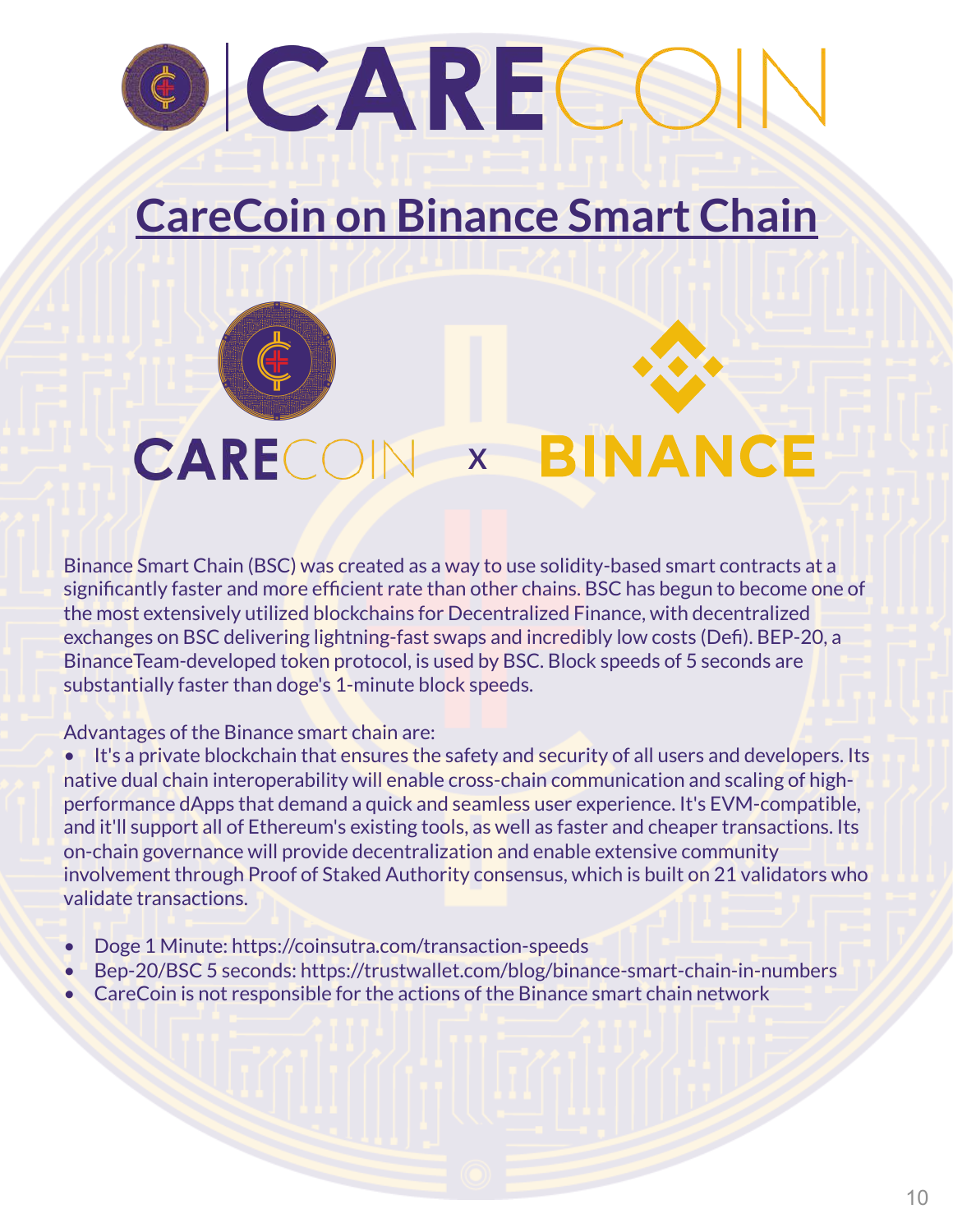# CareCoin on Binance Smart Chain

CARECOIN x BINANCE

Binance Smart Chain (BSC) was created as a way to use solidity-based smart contracts at a significantly faster and more efficient rate than other chains. BSC has begun to become one of the most extensively utilized blockchains for Decentralized Finance, with decentralized exchanges on BSC delivering lightning-fast swaps and incredibly low costs (Defi). BEP-20, a BinanceTeam-developed token protocol, is used by BSC. Block speeds of 5 seconds are substantially faster than doge's 1-minute block speeds.

Advantages of the Binance smart chain are:

- It's a private blockchain that ensures the safety and security of all users and developers. Its native dual chain interoperability will enable cross-chain communication and scaling of high-performance dApps that demand a quick and seamless user experience. It's EVM-compatible, and it'll support all of Ethereum's existing tools, as well as faster and cheaper transactions. Its on-chain governance will provide decentralization and enable extensive community involvement through Proof of Staked Authority consensus, which is built on 21 validators who validate transactions.

- Doge 1 Minute: https://coinsutra.com/transaction-speeds
- Bep-20/BSC 5 seconds: https://trustwallet.com/blog/binance-smart-chain-in-numbers
- CareCoin is not responsible for the actions of the Binance smart chain network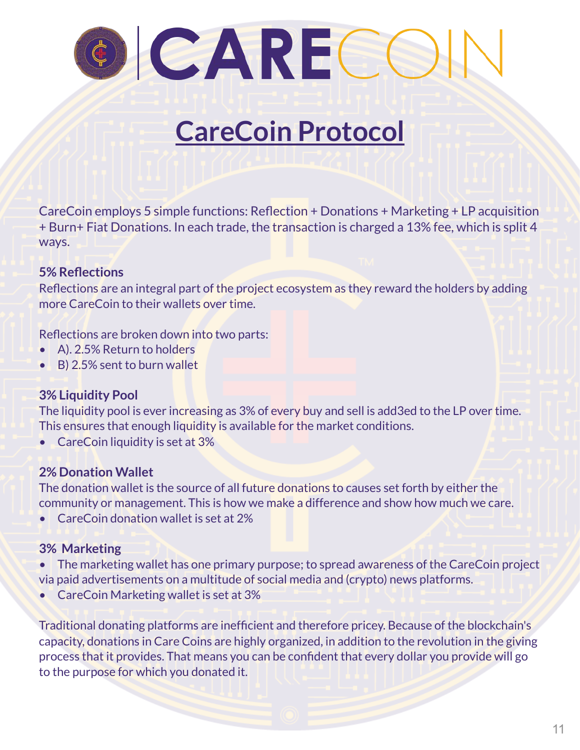# CareCoin Protocol

CareCoin employs 5 simple functions: Reflection + Donations + Marketing + LP acquisition + Burn+ Fiat Donations. In each trade, the transaction is charged a 13% fee, which is split 4 ways.

**5% Reflections**

Reflections are an integral part of the project ecosystem as they reward the holders by adding more CareCoin to their wallets over time.

Reflections are broken down into two parts:

- A). 2.5% Return to holders
- B) 2.5% sent to burn wallet

**3% Liquidity Pool**

The liquidity pool is ever increasing as 3% of every buy and sell is add3ed to the LP over time. This ensures that enough liquidity is available for the market conditions.

- CareCoin liquidity is set at 3%

**2% Donation Wallet**

The donation wallet is the source of all future donations to causes set forth by either the community or management. This is how we make a difference and show how much we care.

- CareCoin donation wallet is set at 2%

**3% Marketing**

- The marketing wallet has one primary purpose; to spread awareness of the CareCoin project via paid advertisements on a multitude of social media and (crypto) news platforms.
- CareCoin Marketing wallet is set at 3%

Traditional donating platforms are inefficient and therefore pricey. Because of the blockchain's capacity, donations in Care Coins are highly organized, in addition to the revolution in the giving process that it provides. That means you can be confident that every dollar you provide will go to the purpose for which you donated it.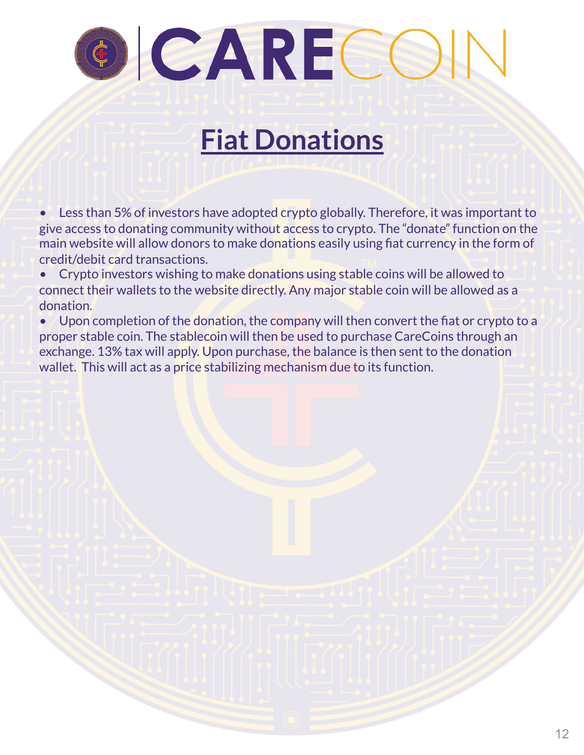# Fiat Donations

- Less than 5% of investors have adopted crypto globally. Therefore, it was important to give access to donating community without access to crypto. The "donate" function on the main website will allow donors to make donations easily using fiat currency in the form of credit/debit card transactions.
- Crypto investors wishing to make donations using stable coins will be allowed to connect their wallets to the website directly. Any major stable coin will be allowed as a donation.
- Upon completion of the donation, the company will then convert the fiat or crypto to a proper stable coin. The stablecoin will then be used to purchase CareCoins through an exchange. 13% tax will apply. Upon purchase, the balance is then sent to the donation wallet. This will act as a price stabilizing mechanism due to its function.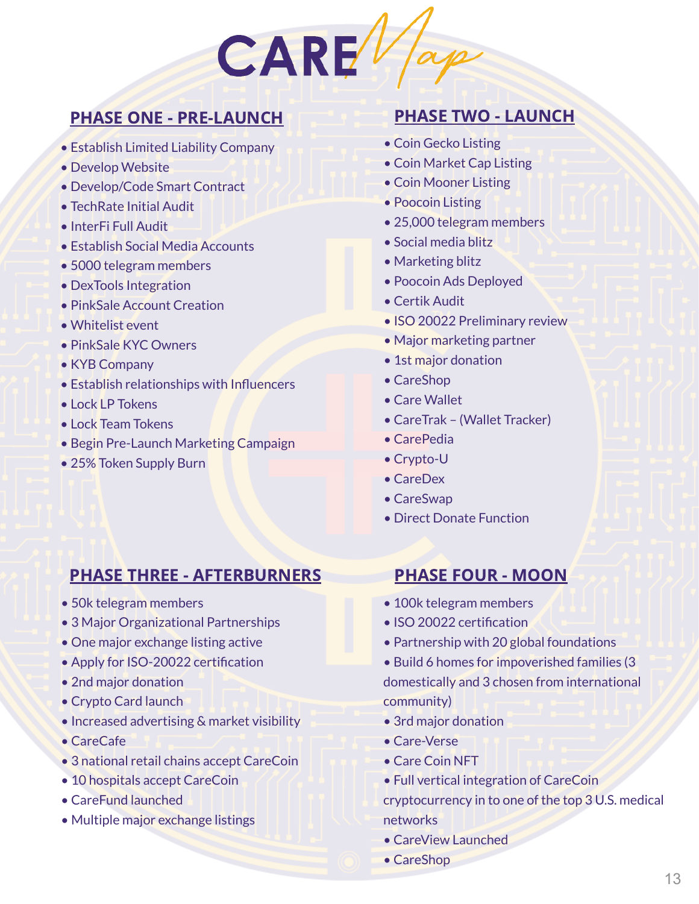# CAREMap

## PHASE ONE - PRE-LAUNCH

- Establish Limited Liability Company
- Develop Website
- Develop/Code Smart Contract
- TechRate Initial Audit
- InterFi Full Audit
- Establish Social Media Accounts
- 5000 telegram members
- DexTools Integration
- PinkSale Account Creation
- Whitelist event
- PinkSale KYC Owners
- KYB Company
- Establish relationships with Influencers
- Lock LP Tokens
- Lock Team Tokens
- Begin Pre-Launch Marketing Campaign
- 25% Token Supply Burn

## PHASE TWO - LAUNCH

- Coin Gecko Listing
- Coin Market Cap Listing
- Coin Mooner Listing
- Poocoin Listing
- 25,000 telegram members
- Social media blitz
- Marketing blitz
- Poocoin Ads Deployed
- Certik Audit
- ISO 20022 Preliminary review
- Major marketing partner
- 1st major donation
- CareShop
- Care Wallet
- CareTrak – (Wallet Tracker)
- CarePedia
- Crypto-U
- CareDex
- CareSwap
- Direct Donate Function

## PHASE THREE - AFTERBURNERS

- 50k telegram members
- 3 Major Organizational Partnerships
- One major exchange listing active
- Apply for ISO-20022 certification
- 2nd major donation
- Crypto Card launch
- Increased advertising & market visibility
- CareCafe
- 3 national retail chains accept CareCoin
- 10 hospitals accept CareCoin
- CareFund launched
- Multiple major exchange listings

## PHASE FOUR - MOON

- 100k telegram members
- ISO 20022 certification
- Partnership with 20 global foundations
- Build 6 homes for impoverished families (3 domestically and 3 chosen from international community)
- 3rd major donation
- Care-Verse
- Care Coin NFT
- Full vertical integration of CareCoin cryptocurrency in to one of the top 3 U.S. medical networks
- CareView Launched
- CareShop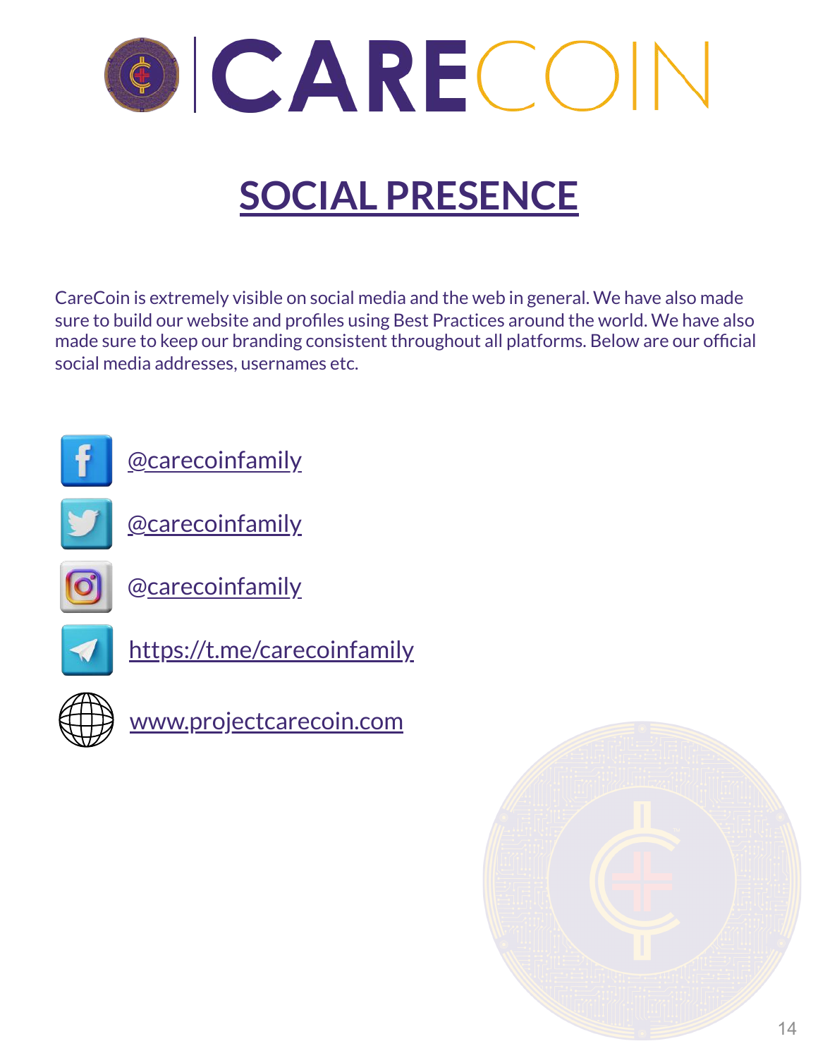# SOCIAL PRESENCE

CareCoin is extremely visible on social media and the web in general. We have also made sure to build our website and profiles using Best Practices around the world. We have also made sure to keep our branding consistent throughout all platforms. Below are our official social media addresses, usernames etc.

- Facebook: @carecoinfamily
- Twitter: @carecoinfamily
- Instagram: @carecoinfamily
- Telegram: https://t.me/carecoinfamily
- Website: www.projectcarecoin.com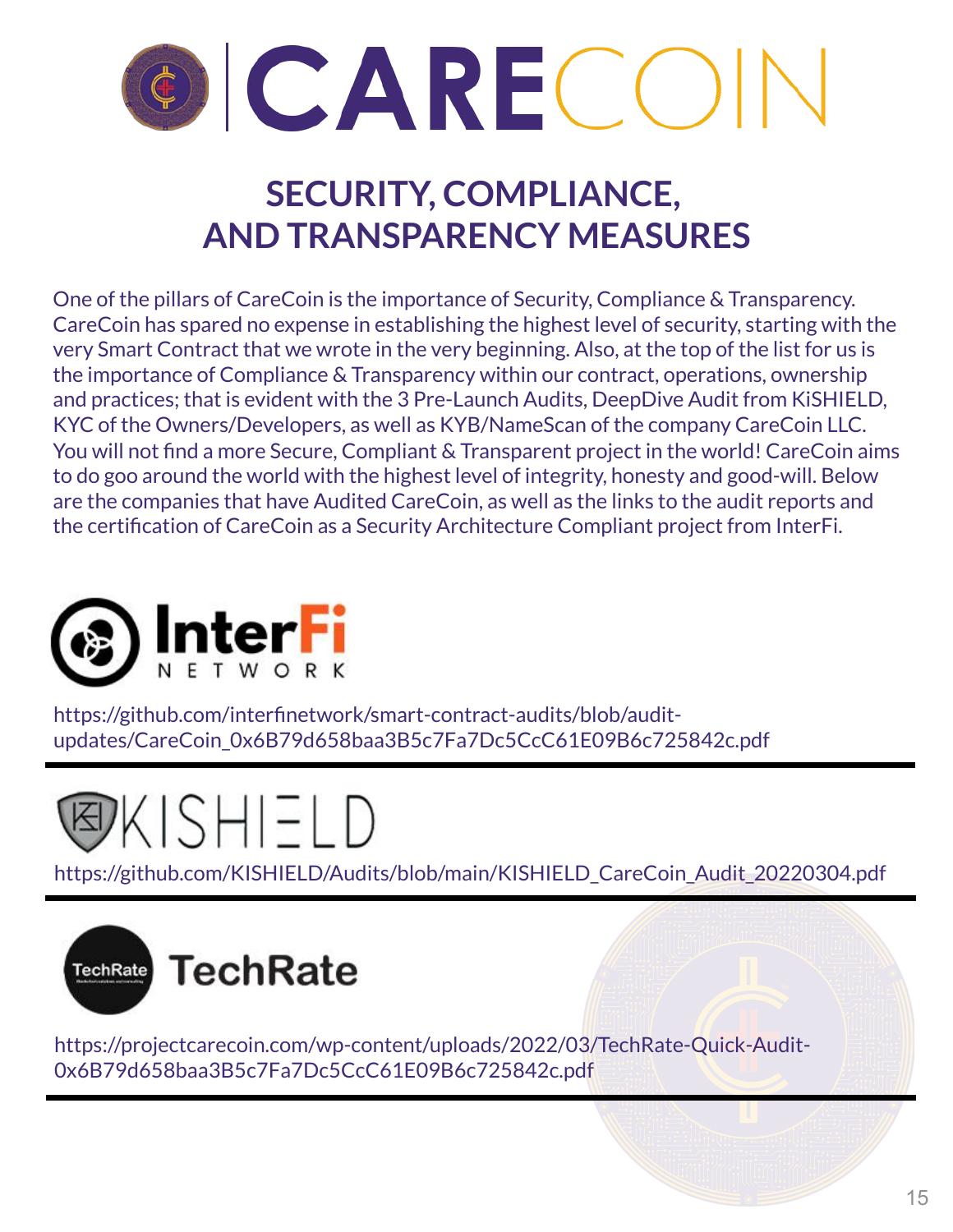# CARECOIN

## SECURITY, COMPLIANCE, AND TRANSPARENCY MEASURES

One of the pillars of CareCoin is the importance of Security, Compliance & Transparency. CareCoin has spared no expense in establishing the highest level of security, starting with the very Smart Contract that we wrote in the very beginning. Also, at the top of the list for us is the importance of Compliance & Transparency within our contract, operations, ownership and practices; that is evident with the 3 Pre-Launch Audits, DeepDive Audit from KiSHIELD, KYC of the Owners/Developers, as well as KYB/NameScan of the company CareCoin LLC. You will not find a more Secure, Compliant & Transparent project in the world! CareCoin aims to do goo around the world with the highest level of integrity, honesty and good-will. Below are the companies that have Audited CareCoin, as well as the links to the audit reports and the certification of CareCoin as a Security Architecture Compliant project from InterFi.

**InterFi NETWORK**

https://github.com/interfinetwork/smart-contract-audits/blob/audit-updates/CareCoin_0x6B79d658baa3B5c7Fa7Dc5CcC61E09B6c725842c.pdf

---

**KISHIELD**

https://github.com/KISHIELD/Audits/blob/main/KISHIELD_CareCoin_Audit_20220304.pdf

---

**TechRate**

https://projectcarecoin.com/wp-content/uploads/2022/03/TechRate-Quick-Audit-0x6B79d658baa3B5c7Fa7Dc5CcC61E09B6c725842c.pdf

---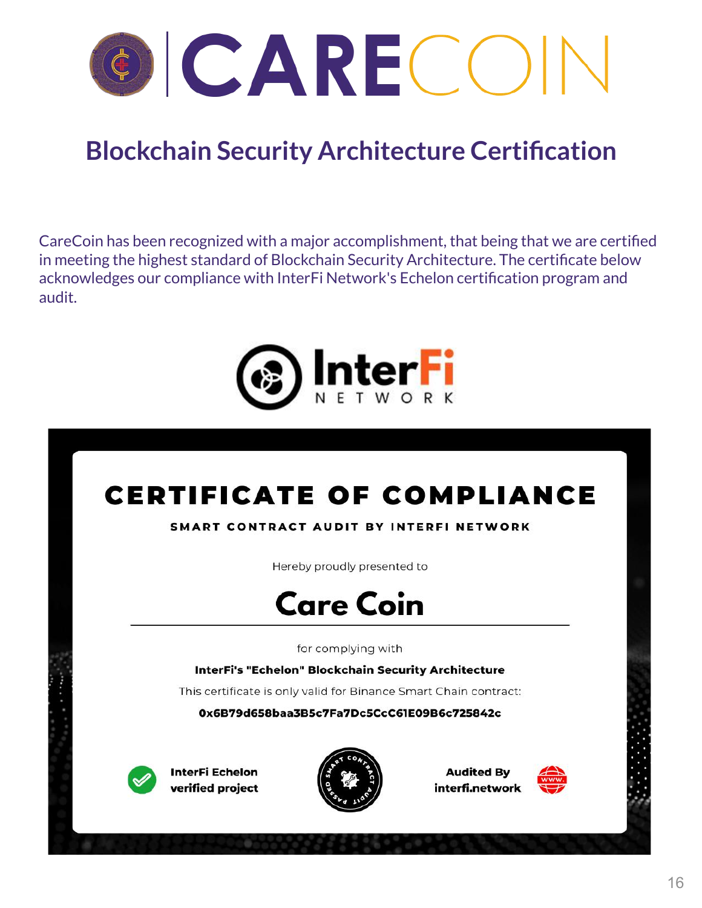# CARECOIN

## Blockchain Security Architecture Certification

CareCoin has been recognized with a major accomplishment, that being that we are certified in meeting the highest standard of Blockchain Security Architecture. The certificate below acknowledges our compliance with InterFi Network's Echelon certification program and audit.

InterFi NETWORK

# CERTIFICATE OF COMPLIANCE

**SMART CONTRACT AUDIT BY INTERFI NETWORK**

Hereby proudly presented to

## Care Coin

for complying with

**InterFi's "Echelon" Blockchain Security Architecture**

This certificate is only valid for Binance Smart Chain contract:

**0x6B79d658baa3B5c7Fa7Dc5CcC61E09B6c725842c**

**InterFi Echelon verified project**

PASSED SMART CONTRACT AUDIT

**Audited By interfi.network**